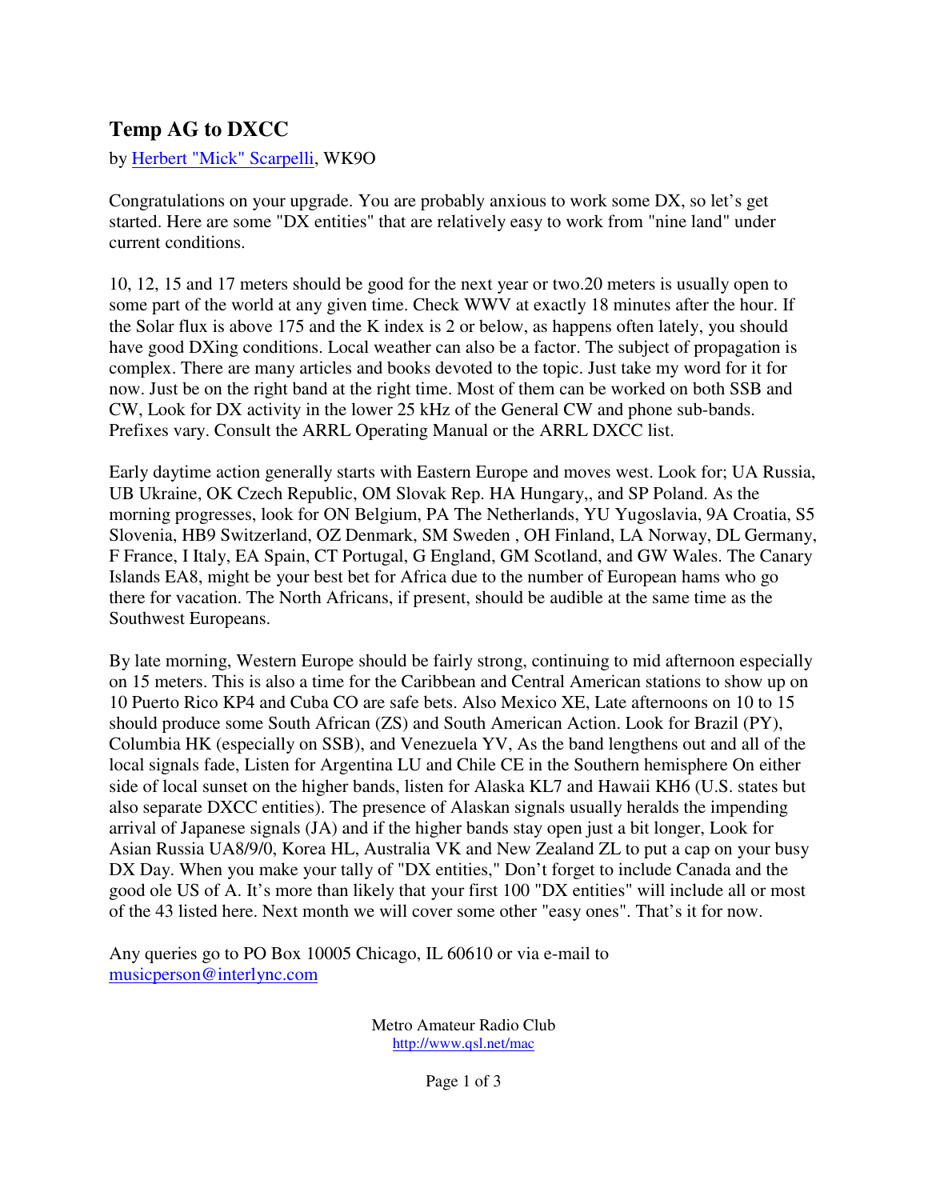# Temp AG to DXCC

by [Herbert "Mick" Scarpelli](), WK9O

Congratulations on your upgrade. You are probably anxious to work some DX, so let's get started. Here are some "DX entities" that are relatively easy to work from "nine land" under current conditions.

10, 12, 15 and 17 meters should be good for the next year or two.20 meters is usually open to some part of the world at any given time. Check WWV at exactly 18 minutes after the hour. If the Solar flux is above 175 and the K index is 2 or below, as happens often lately, you should have good DXing conditions. Local weather can also be a factor. The subject of propagation is complex. There are many articles and books devoted to the topic. Just take my word for it for now. Just be on the right band at the right time. Most of them can be worked on both SSB and CW, Look for DX activity in the lower 25 kHz of the General CW and phone sub-bands. Prefixes vary. Consult the ARRL Operating Manual or the ARRL DXCC list.

Early daytime action generally starts with Eastern Europe and moves west. Look for; UA Russia, UB Ukraine, OK Czech Republic, OM Slovak Rep. HA Hungary,, and SP Poland. As the morning progresses, look for ON Belgium, PA The Netherlands, YU Yugoslavia, 9A Croatia, S5 Slovenia, HB9 Switzerland, OZ Denmark, SM Sweden , OH Finland, LA Norway, DL Germany, F France, I Italy, EA Spain, CT Portugal, G England, GM Scotland, and GW Wales. The Canary Islands EA8, might be your best bet for Africa due to the number of European hams who go there for vacation. The North Africans, if present, should be audible at the same time as the Southwest Europeans.

By late morning, Western Europe should be fairly strong, continuing to mid afternoon especially on 15 meters. This is also a time for the Caribbean and Central American stations to show up on 10 Puerto Rico KP4 and Cuba CO are safe bets. Also Mexico XE, Late afternoons on 10 to 15 should produce some South African (ZS) and South American Action. Look for Brazil (PY), Columbia HK (especially on SSB), and Venezuela YV, As the band lengthens out and all of the local signals fade, Listen for Argentina LU and Chile CE in the Southern hemisphere On either side of local sunset on the higher bands, listen for Alaska KL7 and Hawaii KH6 (U.S. states but also separate DXCC entities). The presence of Alaskan signals usually heralds the impending arrival of Japanese signals (JA) and if the higher bands stay open just a bit longer, Look for Asian Russia UA8/9/0, Korea HL, Australia VK and New Zealand ZL to put a cap on your busy DX Day. When you make your tally of "DX entities," Don't forget to include Canada and the good ole US of A. It's more than likely that your first 100 "DX entities" will include all or most of the 43 listed here. Next month we will cover some other "easy ones". That's it for now.

Any queries go to PO Box 10005 Chicago, IL 60610 or via e-mail to [musicperson@interlync.com](mailto:musicperson@interlync.com)

Metro Amateur Radio Club
[http://www.qsl.net/mac](http://www.qsl.net/mac)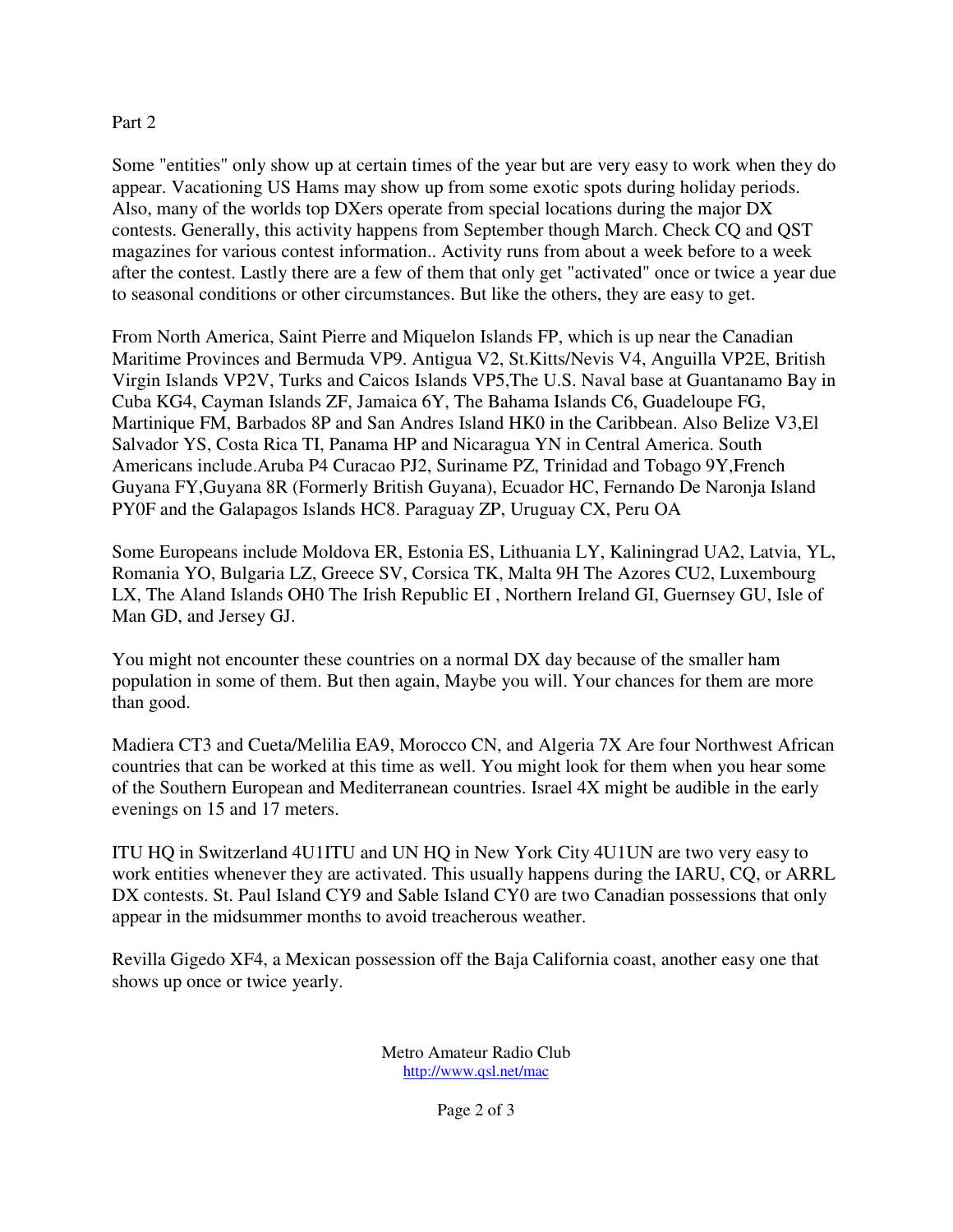Part 2

Some "entities" only show up at certain times of the year but are very easy to work when they do appear. Vacationing US Hams may show up from some exotic spots during holiday periods. Also, many of the worlds top DXers operate from special locations during the major DX contests. Generally, this activity happens from September though March. Check CQ and QST magazines for various contest information.. Activity runs from about a week before to a week after the contest. Lastly there are a few of them that only get "activated" once or twice a year due to seasonal conditions or other circumstances. But like the others, they are easy to get.

From North America, Saint Pierre and Miquelon Islands FP, which is up near the Canadian Maritime Provinces and Bermuda VP9. Antigua V2, St.Kitts/Nevis V4, Anguilla VP2E, British Virgin Islands VP2V, Turks and Caicos Islands VP5,The U.S. Naval base at Guantanamo Bay in Cuba KG4, Cayman Islands ZF, Jamaica 6Y, The Bahama Islands C6, Guadeloupe FG, Martinique FM, Barbados 8P and San Andres Island HK0 in the Caribbean. Also Belize V3,El Salvador YS, Costa Rica TI, Panama HP and Nicaragua YN in Central America. South Americans include.Aruba P4 Curacao PJ2, Suriname PZ, Trinidad and Tobago 9Y,French Guyana FY,Guyana 8R (Formerly British Guyana), Ecuador HC, Fernando De Naronja Island PY0F and the Galapagos Islands HC8. Paraguay ZP, Uruguay CX, Peru OA

Some Europeans include Moldova ER, Estonia ES, Lithuania LY, Kaliningrad UA2, Latvia, YL, Romania YO, Bulgaria LZ, Greece SV, Corsica TK, Malta 9H The Azores CU2, Luxembourg LX, The Aland Islands OH0 The Irish Republic EI , Northern Ireland GI, Guernsey GU, Isle of Man GD, and Jersey GJ.

You might not encounter these countries on a normal DX day because of the smaller ham population in some of them. But then again, Maybe you will. Your chances for them are more than good.

Madiera CT3 and Cueta/Melilia EA9, Morocco CN, and Algeria 7X Are four Northwest African countries that can be worked at this time as well. You might look for them when you hear some of the Southern European and Mediterranean countries. Israel 4X might be audible in the early evenings on 15 and 17 meters.

ITU HQ in Switzerland 4U1ITU and UN HQ in New York City 4U1UN are two very easy to work entities whenever they are activated. This usually happens during the IARU, CQ, or ARRL DX contests. St. Paul Island CY9 and Sable Island CY0 are two Canadian possessions that only appear in the midsummer months to avoid treacherous weather.

Revilla Gigedo XF4, a Mexican possession off the Baja California coast, another easy one that shows up once or twice yearly.

Metro Amateur Radio Club
http://www.qsl.net/mac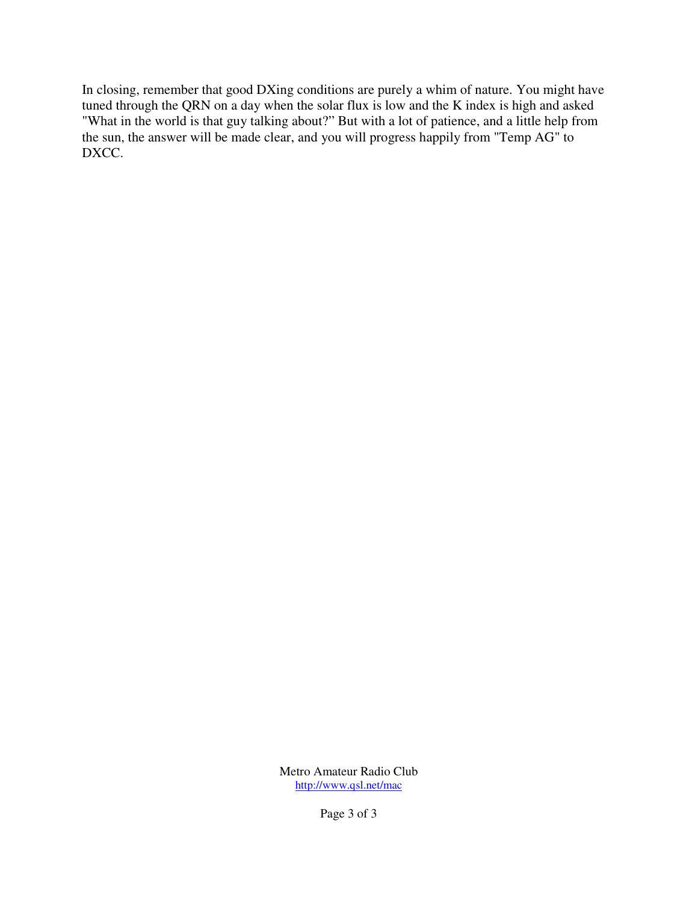In closing, remember that good DXing conditions are purely a whim of nature. You might have tuned through the QRN on a day when the solar flux is low and the K index is high and asked "What in the world is that guy talking about?" But with a lot of patience, and a little help from the sun, the answer will be made clear, and you will progress happily from "Temp AG" to DXCC.

Metro Amateur Radio Club
http://www.qsl.net/mac